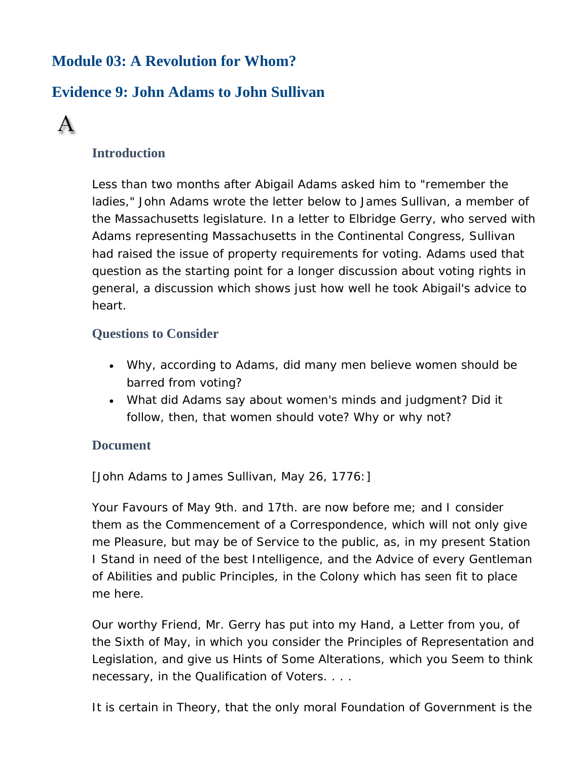# Module 03: A Revolution for Whom?

## Evidence 9: John Adams to John Sullivan

A

### Introduction

Less than two months after Abigail Adams asked him to "remember the ladies," John Adams wrote the letter below to James Sullivan, a member of the Massachusetts legislature. In a letter to Elbridge Gerry, who served with Adams representing Massachusetts in the Continental Congress, Sullivan had raised the issue of property requirements for voting. Adams used that question as the starting point for a longer discussion about voting rights in general, a discussion which shows just how well he took Abigail's advice to heart.

### Questions to Consider

- Why, according to Adams, did many men believe women should be barred from voting?
- What did Adams say about women's minds and judgment? Did it follow, then, that women should vote? Why or why not?

### Document

[John Adams to James Sullivan, May 26, 1776:]

Your Favours of May 9th. and 17th. are now before me; and I consider them as the Commencement of a Correspondence, which will not only give me Pleasure, but may be of Service to the public, as, in my present Station I Stand in need of the best Intelligence, and the Advice of every Gentleman of Abilities and public Principles, in the Colony which has seen fit to place me here.

Our worthy Friend, Mr. Gerry has put into my Hand, a Letter from you, of the Sixth of May, in which you consider the Principles of Representation and Legislation, and give us Hints of Some Alterations, which you Seem to think necessary, in the Qualification of Voters. . . .

It is certain in Theory, that the only moral Foundation of Government is the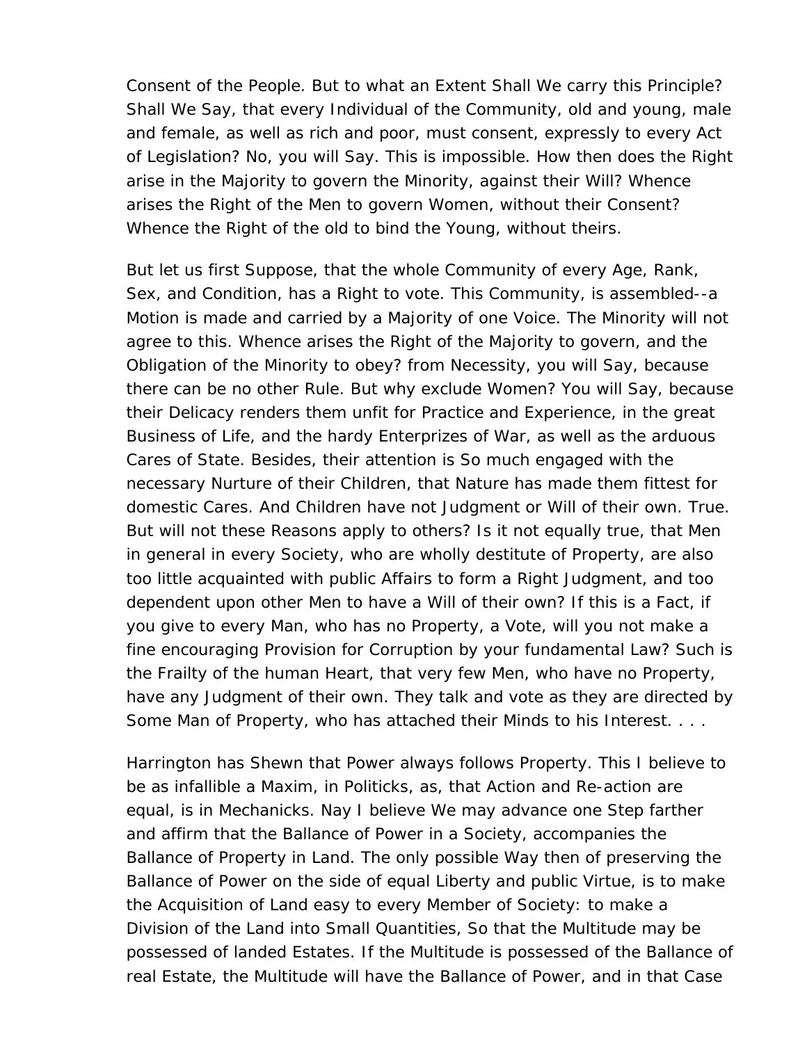Consent of the People. But to what an Extent Shall We carry this Principle? Shall We Say, that every Individual of the Community, old and young, male and female, as well as rich and poor, must consent, expressly to every Act of Legislation? No, you will Say. This is impossible. How then does the Right arise in the Majority to govern the Minority, against their Will? Whence arises the Right of the Men to govern Women, without their Consent? Whence the Right of the old to bind the Young, without theirs.

But let us first Suppose, that the whole Community of every Age, Rank, Sex, and Condition, has a Right to vote. This Community, is assembled--a Motion is made and carried by a Majority of one Voice. The Minority will not agree to this. Whence arises the Right of the Majority to govern, and the Obligation of the Minority to obey? from Necessity, you will Say, because there can be no other Rule. But why exclude Women? You will Say, because their Delicacy renders them unfit for Practice and Experience, in the great Business of Life, and the hardy Enterprizes of War, as well as the arduous Cares of State. Besides, their attention is So much engaged with the necessary Nurture of their Children, that Nature has made them fittest for domestic Cares. And Children have not Judgment or Will of their own. True. But will not these Reasons apply to others? Is it not equally true, that Men in general in every Society, who are wholly destitute of Property, are also too little acquainted with public Affairs to form a Right Judgment, and too dependent upon other Men to have a Will of their own? If this is a Fact, if you give to every Man, who has no Property, a Vote, will you not make a fine encouraging Provision for Corruption by your fundamental Law? Such is the Frailty of the human Heart, that very few Men, who have no Property, have any Judgment of their own. They talk and vote as they are directed by Some Man of Property, who has attached their Minds to his Interest. . . .

Harrington has Shewn that Power always follows Property. This I believe to be as infallible a Maxim, in Politicks, as, that Action and Re-action are equal, is in Mechanicks. Nay I believe We may advance one Step farther and affirm that the Ballance of Power in a Society, accompanies the Ballance of Property in Land. The only possible Way then of preserving the Ballance of Power on the side of equal Liberty and public Virtue, is to make the Acquisition of Land easy to every Member of Society: to make a Division of the Land into Small Quantities, So that the Multitude may be possessed of landed Estates. If the Multitude is possessed of the Ballance of real Estate, the Multitude will have the Ballance of Power, and in that Case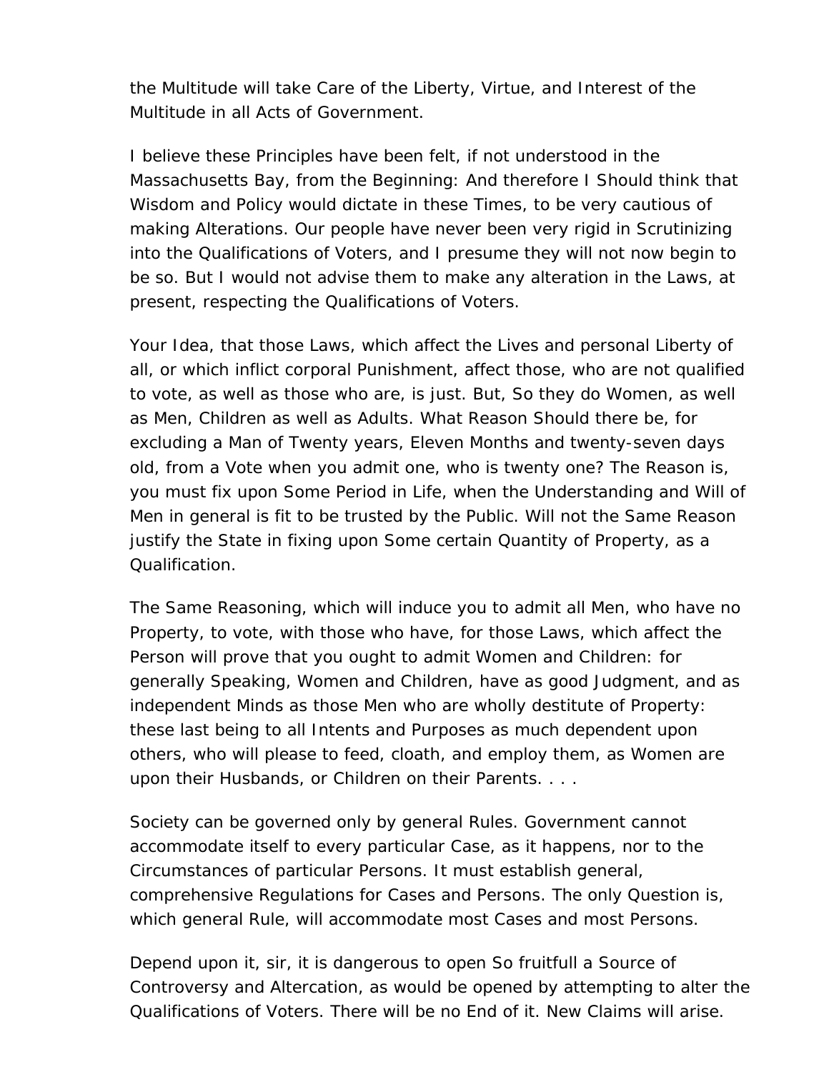the Multitude will take Care of the Liberty, Virtue, and Interest of the Multitude in all Acts of Government.

I believe these Principles have been felt, if not understood in the Massachusetts Bay, from the Beginning: And therefore I Should think that Wisdom and Policy would dictate in these Times, to be very cautious of making Alterations. Our people have never been very rigid in Scrutinizing into the Qualifications of Voters, and I presume they will not now begin to be so. But I would not advise them to make any alteration in the Laws, at present, respecting the Qualifications of Voters.

Your Idea, that those Laws, which affect the Lives and personal Liberty of all, or which inflict corporal Punishment, affect those, who are not qualified to vote, as well as those who are, is just. But, So they do Women, as well as Men, Children as well as Adults. What Reason Should there be, for excluding a Man of Twenty years, Eleven Months and twenty-seven days old, from a Vote when you admit one, who is twenty one? The Reason is, you must fix upon Some Period in Life, when the Understanding and Will of Men in general is fit to be trusted by the Public. Will not the Same Reason justify the State in fixing upon Some certain Quantity of Property, as a Qualification.

The Same Reasoning, which will induce you to admit all Men, who have no Property, to vote, with those who have, for those Laws, which affect the Person will prove that you ought to admit Women and Children: for generally Speaking, Women and Children, have as good Judgment, and as independent Minds as those Men who are wholly destitute of Property: these last being to all Intents and Purposes as much dependent upon others, who will please to feed, cloath, and employ them, as Women are upon their Husbands, or Children on their Parents. . . .

Society can be governed only by general Rules. Government cannot accommodate itself to every particular Case, as it happens, nor to the Circumstances of particular Persons. It must establish general, comprehensive Regulations for Cases and Persons. The only Question is, which general Rule, will accommodate most Cases and most Persons.

Depend upon it, sir, it is dangerous to open So fruitfull a Source of Controversy and Altercation, as would be opened by attempting to alter the Qualifications of Voters. There will be no End of it. New Claims will arise.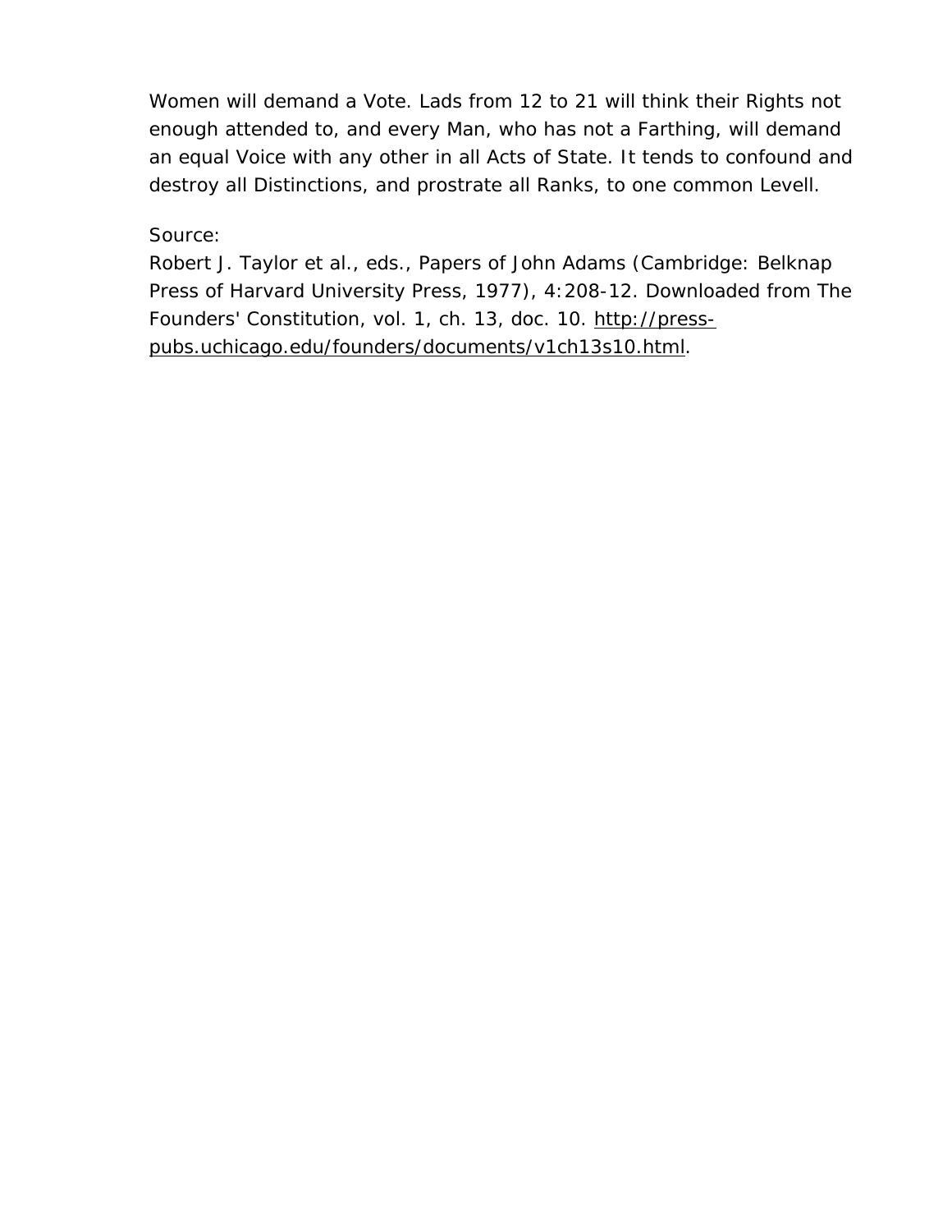Women will demand a Vote. Lads from 12 to 21 will think their Rights not enough attended to, and every Man, who has not a Farthing, will demand an equal Voice with any other in all Acts of State. It tends to confound and destroy all Distinctions, and prostrate all Ranks, to one common Levell.

Source:
Robert J. Taylor et al., eds., Papers of John Adams (Cambridge: Belknap Press of Harvard University Press, 1977), 4:208-12. Downloaded from The Founders' Constitution, vol. 1, ch. 13, doc. 10. http://press-pubs.uchicago.edu/founders/documents/v1ch13s10.html.